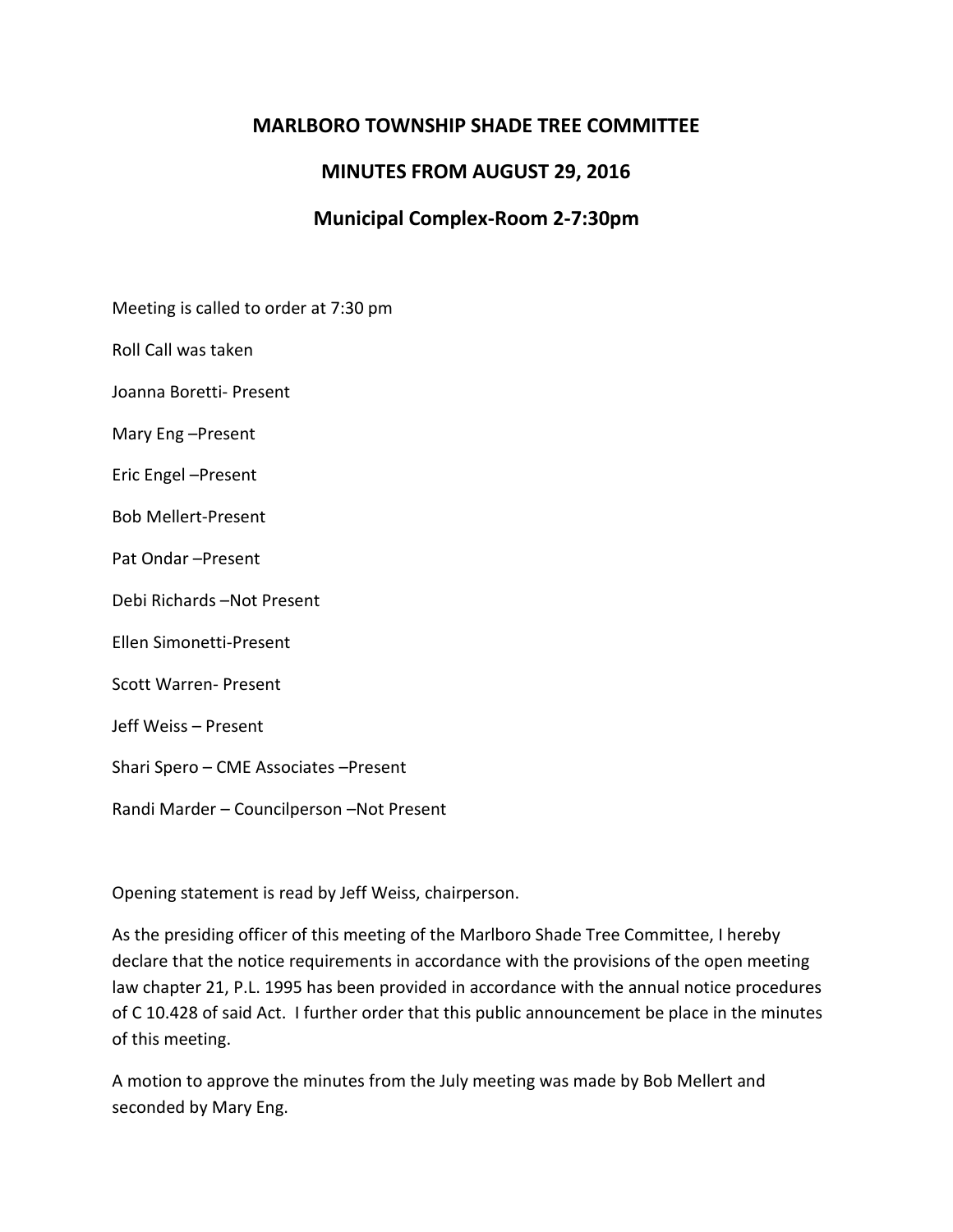# MARLBORO TOWNSHIP SHADE TREE COMMITTEE

## MINUTES FROM AUGUST 29, 2016

## Municipal Complex-Room 2-7:30pm

Meeting is called to order at 7:30 pm

Roll Call was taken

Joanna Boretti- Present

Mary Eng –Present

Eric Engel –Present

Bob Mellert-Present

Pat Ondar –Present

Debi Richards –Not Present

Ellen Simonetti-Present

Scott Warren- Present

Jeff Weiss – Present

Shari Spero – CME Associates –Present

Randi Marder – Councilperson –Not Present

Opening statement is read by Jeff Weiss, chairperson.

As the presiding officer of this meeting of the Marlboro Shade Tree Committee, I hereby declare that the notice requirements in accordance with the provisions of the open meeting law chapter 21, P.L. 1995 has been provided in accordance with the annual notice procedures of C 10.428 of said Act. I further order that this public announcement be place in the minutes of this meeting.

A motion to approve the minutes from the July meeting was made by Bob Mellert and seconded by Mary Eng.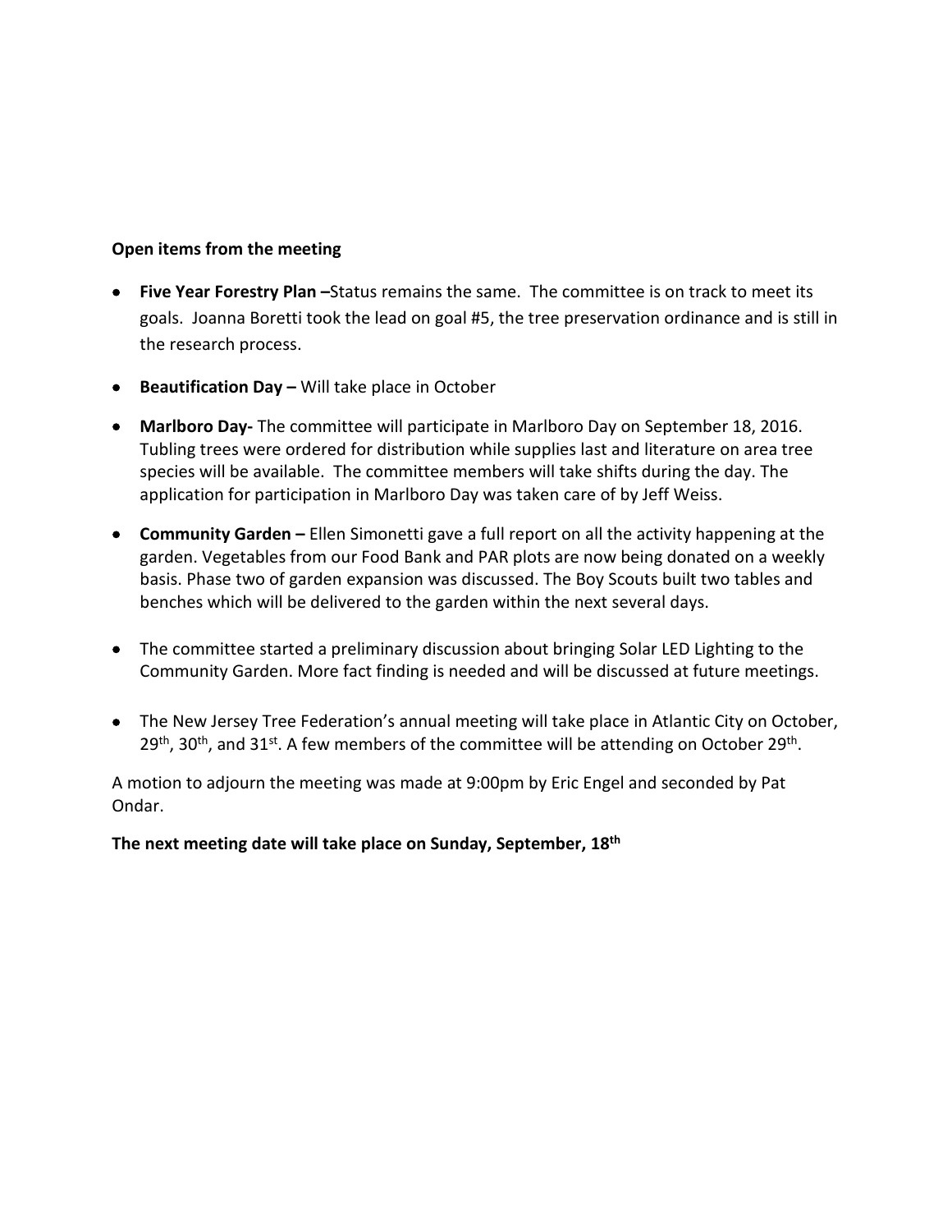**Open items from the meeting**

- **Five Year Forestry Plan –**Status remains the same. The committee is on track to meet its goals. Joanna Boretti took the lead on goal #5, the tree preservation ordinance and is still in the research process.
- **Beautification Day –** Will take place in October
- **Marlboro Day-** The committee will participate in Marlboro Day on September 18, 2016. Tubling trees were ordered for distribution while supplies last and literature on area tree species will be available. The committee members will take shifts during the day. The application for participation in Marlboro Day was taken care of by Jeff Weiss.
- **Community Garden –** Ellen Simonetti gave a full report on all the activity happening at the garden. Vegetables from our Food Bank and PAR plots are now being donated on a weekly basis. Phase two of garden expansion was discussed. The Boy Scouts built two tables and benches which will be delivered to the garden within the next several days.
- The committee started a preliminary discussion about bringing Solar LED Lighting to the Community Garden. More fact finding is needed and will be discussed at future meetings.
- The New Jersey Tree Federation's annual meeting will take place in Atlantic City on October, 29th, 30th, and 31st. A few members of the committee will be attending on October 29th.

A motion to adjourn the meeting was made at 9:00pm by Eric Engel and seconded by Pat Ondar.

**The next meeting date will take place on Sunday, September, 18th**